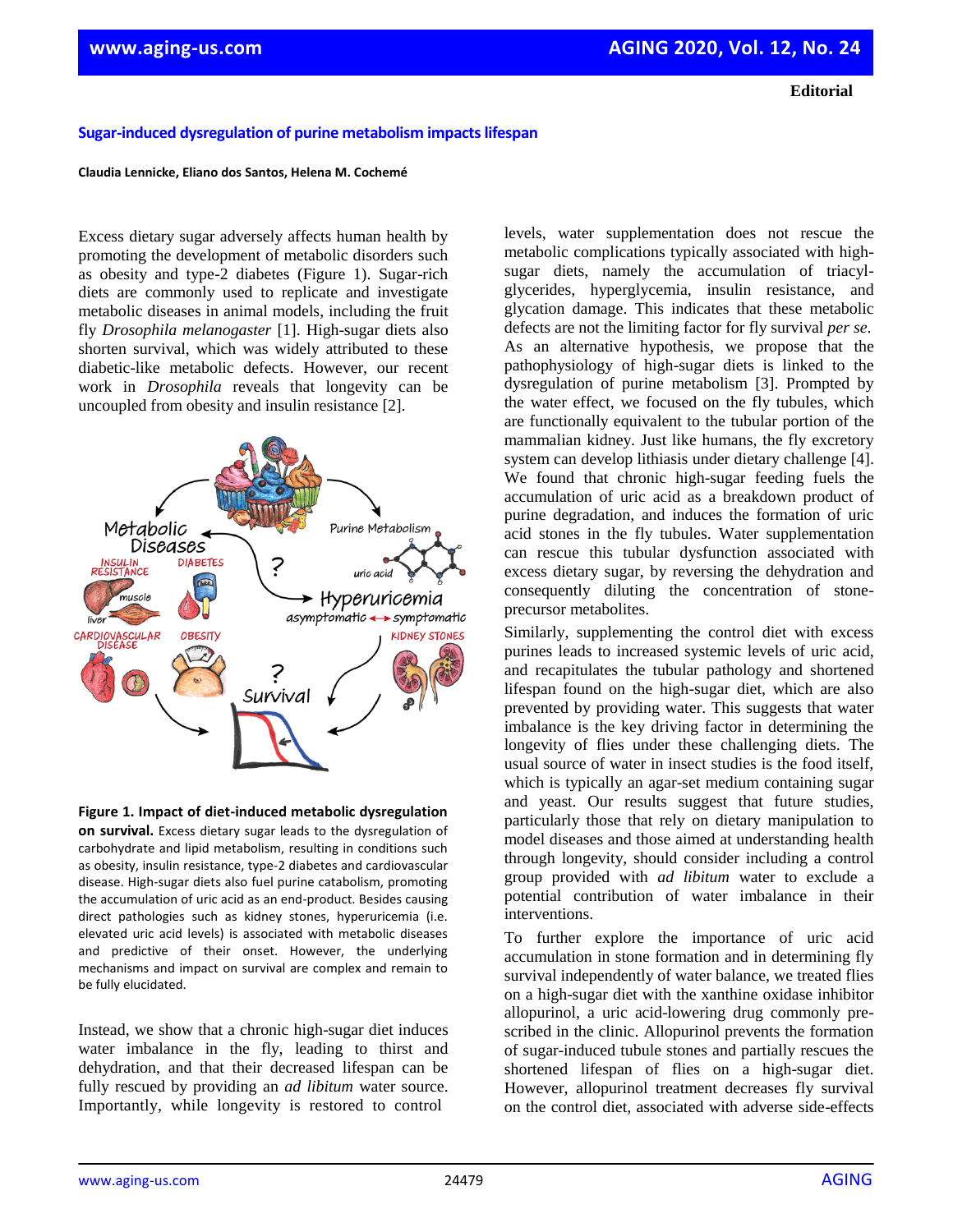Editorial

# Sugar-induced dysregulation of purine metabolism impacts lifespan

**Claudia Lennicke, Eliano dos Santos, Helena M. Cochemé**

Excess dietary sugar adversely affects human health by promoting the development of metabolic disorders such as obesity and type-2 diabetes (Figure 1). Sugar-rich diets are commonly used to replicate and investigate metabolic diseases in animal models, including the fruit fly *Drosophila melanogaster* [1]. High-sugar diets also shorten survival, which was widely attributed to these diabetic-like metabolic defects. However, our recent work in *Drosophila* reveals that longevity can be uncoupled from obesity and insulin resistance [2].

**Figure 1. Impact of diet-induced metabolic dysregulation on survival.** Excess dietary sugar leads to the dysregulation of carbohydrate and lipid metabolism, resulting in conditions such as obesity, insulin resistance, type-2 diabetes and cardiovascular disease. High-sugar diets also fuel purine catabolism, promoting the accumulation of uric acid as an end-product. Besides causing direct pathologies such as kidney stones, hyperuricemia (i.e. elevated uric acid levels) is associated with metabolic diseases and predictive of their onset. However, the underlying mechanisms and impact on survival are complex and remain to be fully elucidated.

Instead, we show that a chronic high-sugar diet induces water imbalance in the fly, leading to thirst and dehydration, and that their decreased lifespan can be fully rescued by providing an *ad libitum* water source. Importantly, while longevity is restored to control levels, water supplementation does not rescue the metabolic complications typically associated with high-sugar diets, namely the accumulation of triacylglycerides, hyperglycemia, insulin resistance, and glycation damage. This indicates that these metabolic defects are not the limiting factor for fly survival *per se*. As an alternative hypothesis, we propose that the pathophysiology of high-sugar diets is linked to the dysregulation of purine metabolism [3]. Prompted by the water effect, we focused on the fly tubules, which are functionally equivalent to the tubular portion of the mammalian kidney. Just like humans, the fly excretory system can develop lithiasis under dietary challenge [4]. We found that chronic high-sugar feeding fuels the accumulation of uric acid as a breakdown product of purine degradation, and induces the formation of uric acid stones in the fly tubules. Water supplementation can rescue this tubular dysfunction associated with excess dietary sugar, by reversing the dehydration and consequently diluting the concentration of stone-precursor metabolites.

Similarly, supplementing the control diet with excess purines leads to increased systemic levels of uric acid, and recapitulates the tubular pathology and shortened lifespan found on the high-sugar diet, which are also prevented by providing water. This suggests that water imbalance is the key driving factor in determining the longevity of flies under these challenging diets. The usual source of water in insect studies is the food itself, which is typically an agar-set medium containing sugar and yeast. Our results suggest that future studies, particularly those that rely on dietary manipulation to model diseases and those aimed at understanding health through longevity, should consider including a control group provided with *ad libitum* water to exclude a potential contribution of water imbalance in their interventions.

To further explore the importance of uric acid accumulation in stone formation and in determining fly survival independently of water balance, we treated flies on a high-sugar diet with the xanthine oxidase inhibitor allopurinol, a uric acid-lowering drug commonly prescribed in the clinic. Allopurinol prevents the formation of sugar-induced tubule stones and partially rescues the shortened lifespan of flies on a high-sugar diet. However, allopurinol treatment decreases fly survival on the control diet, associated with adverse side-effects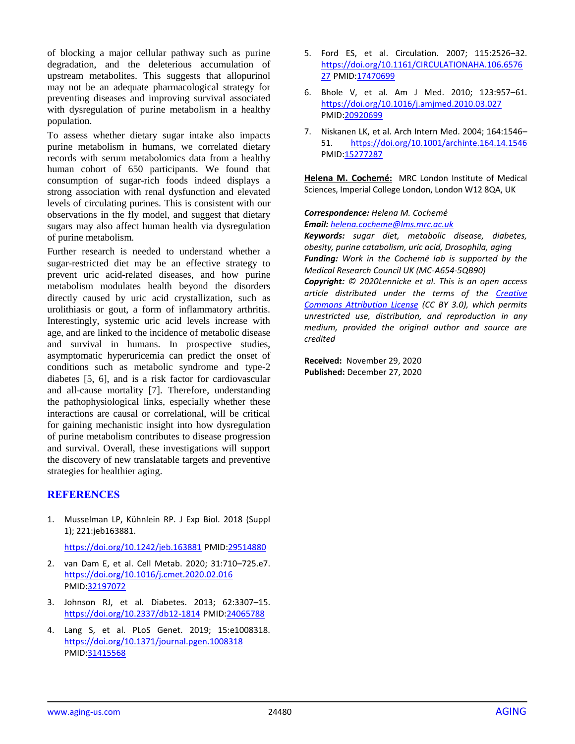of blocking a major cellular pathway such as purine degradation, and the deleterious accumulation of upstream metabolites. This suggests that allopurinol may not be an adequate pharmacological strategy for preventing diseases and improving survival associated with dysregulation of purine metabolism in a healthy population.

To assess whether dietary sugar intake also impacts purine metabolism in humans, we correlated dietary records with serum metabolomics data from a healthy human cohort of 650 participants. We found that consumption of sugar-rich foods indeed displays a strong association with renal dysfunction and elevated levels of circulating purines. This is consistent with our observations in the fly model, and suggest that dietary sugars may also affect human health via dysregulation of purine metabolism.

Further research is needed to understand whether a sugar-restricted diet may be an effective strategy to prevent uric acid-related diseases, and how purine metabolism modulates health beyond the disorders directly caused by uric acid crystallization, such as urolithiasis or gout, a form of inflammatory arthritis. Interestingly, systemic uric acid levels increase with age, and are linked to the incidence of metabolic disease and survival in humans. In prospective studies, asymptomatic hyperuricemia can predict the onset of conditions such as metabolic syndrome and type-2 diabetes [5, 6], and is a risk factor for cardiovascular and all-cause mortality [7]. Therefore, understanding the pathophysiological links, especially whether these interactions are causal or correlational, will be critical for gaining mechanistic insight into how dysregulation of purine metabolism contributes to disease progression and survival. Overall, these investigations will support the discovery of new translatable targets and preventive strategies for healthier aging.

## REFERENCES

1. Musselman LP, Kühnlein RP. J Exp Biol. 2018 (Suppl 1); 221:jeb163881.

   https://doi.org/10.1242/jeb.163881 PMID:29514880

2. van Dam E, et al. Cell Metab. 2020; 31:710–725.e7. https://doi.org/10.1016/j.cmet.2020.02.016 PMID:32197072

3. Johnson RJ, et al. Diabetes. 2013; 62:3307–15. https://doi.org/10.2337/db12-1814 PMID:24065788

4. Lang S, et al. PLoS Genet. 2019; 15:e1008318. https://doi.org/10.1371/journal.pgen.1008318 PMID:31415568

5. Ford ES, et al. Circulation. 2007; 115:2526–32. https://doi.org/10.1161/CIRCULATIONAHA.106.657627 PMID:17470699

6. Bhole V, et al. Am J Med. 2010; 123:957–61. https://doi.org/10.1016/j.amjmed.2010.03.027 PMID:20920699

7. Niskanen LK, et al. Arch Intern Med. 2004; 164:1546–51. https://doi.org/10.1001/archinte.164.14.1546 PMID:15277287

**Helena M. Cochemé:** MRC London Institute of Medical Sciences, Imperial College London, London W12 8QA, UK

***Correspondence:*** *Helena M. Cochemé*

***Email:*** *helena.cocheme@lms.mrc.ac.uk*

***Keywords:*** *sugar diet, metabolic disease, diabetes, obesity, purine catabolism, uric acid, Drosophila, aging*

***Funding:*** *Work in the Cochemé lab is supported by the Medical Research Council UK (MC-A654-5QB90)*

***Copyright:*** *© 2020Lennicke et al. This is an open access article distributed under the terms of the Creative Commons Attribution License (CC BY 3.0), which permits unrestricted use, distribution, and reproduction in any medium, provided the original author and source are credited*

**Received:** November 29, 2020

**Published:** December 27, 2020